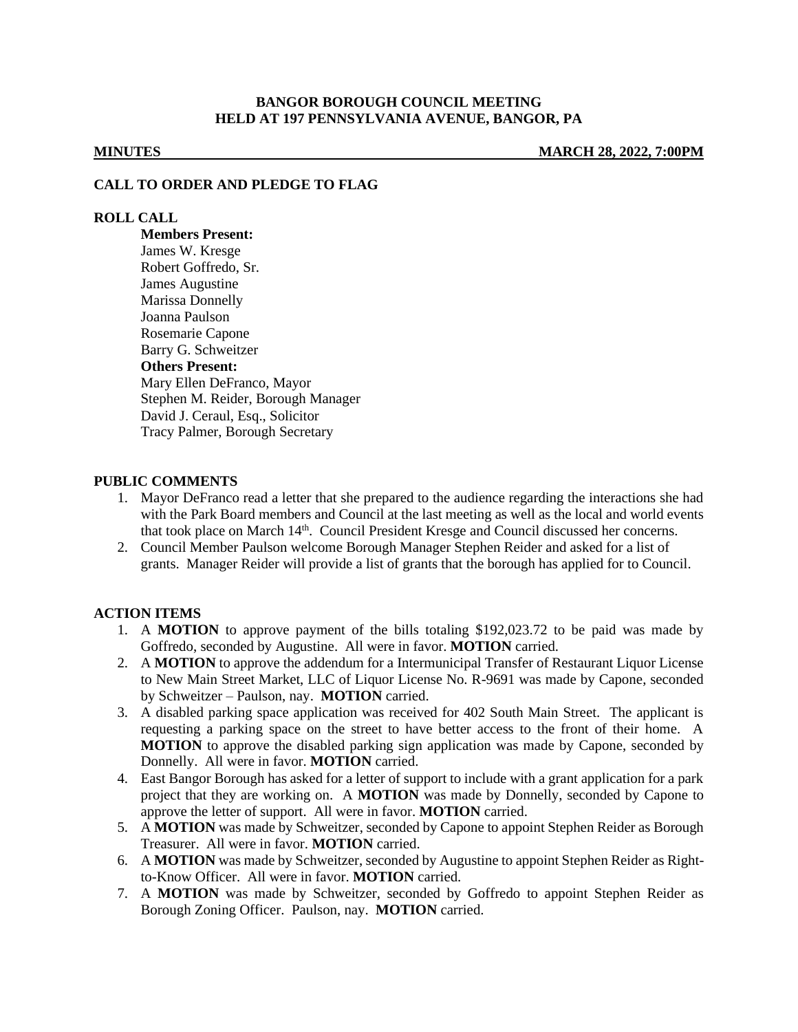# BANGOR BOROUGH COUNCIL MEETING
## HELD AT 197 PENNSYLVANIA AVENUE, BANGOR, PA

**MINUTES** **MARCH 28, 2022, 7:00PM**

### CALL TO ORDER AND PLEDGE TO FLAG

### ROLL CALL

**Members Present:**
James W. Kresge
Robert Goffredo, Sr.
James Augustine
Marissa Donnelly
Joanna Paulson
Rosemarie Capone
Barry G. Schweitzer

**Others Present:**
Mary Ellen DeFranco, Mayor
Stephen M. Reider, Borough Manager
David J. Ceraul, Esq., Solicitor
Tracy Palmer, Borough Secretary

### PUBLIC COMMENTS

1. Mayor DeFranco read a letter that she prepared to the audience regarding the interactions she had with the Park Board members and Council at the last meeting as well as the local and world events that took place on March 14th. Council President Kresge and Council discussed her concerns.
2. Council Member Paulson welcome Borough Manager Stephen Reider and asked for a list of grants. Manager Reider will provide a list of grants that the borough has applied for to Council.

### ACTION ITEMS

1. A **MOTION** to approve payment of the bills totaling $192,023.72 to be paid was made by Goffredo, seconded by Augustine. All were in favor. **MOTION** carried.
2. A **MOTION** to approve the addendum for a Intermunicipal Transfer of Restaurant Liquor License to New Main Street Market, LLC of Liquor License No. R-9691 was made by Capone, seconded by Schweitzer – Paulson, nay. **MOTION** carried.
3. A disabled parking space application was received for 402 South Main Street. The applicant is requesting a parking space on the street to have better access to the front of their home. A **MOTION** to approve the disabled parking sign application was made by Capone, seconded by Donnelly. All were in favor. **MOTION** carried.
4. East Bangor Borough has asked for a letter of support to include with a grant application for a park project that they are working on. A **MOTION** was made by Donnelly, seconded by Capone to approve the letter of support. All were in favor. **MOTION** carried.
5. A **MOTION** was made by Schweitzer, seconded by Capone to appoint Stephen Reider as Borough Treasurer. All were in favor. **MOTION** carried.
6. A **MOTION** was made by Schweitzer, seconded by Augustine to appoint Stephen Reider as Right-to-Know Officer. All were in favor. **MOTION** carried.
7. A **MOTION** was made by Schweitzer, seconded by Goffredo to appoint Stephen Reider as Borough Zoning Officer. Paulson, nay. **MOTION** carried.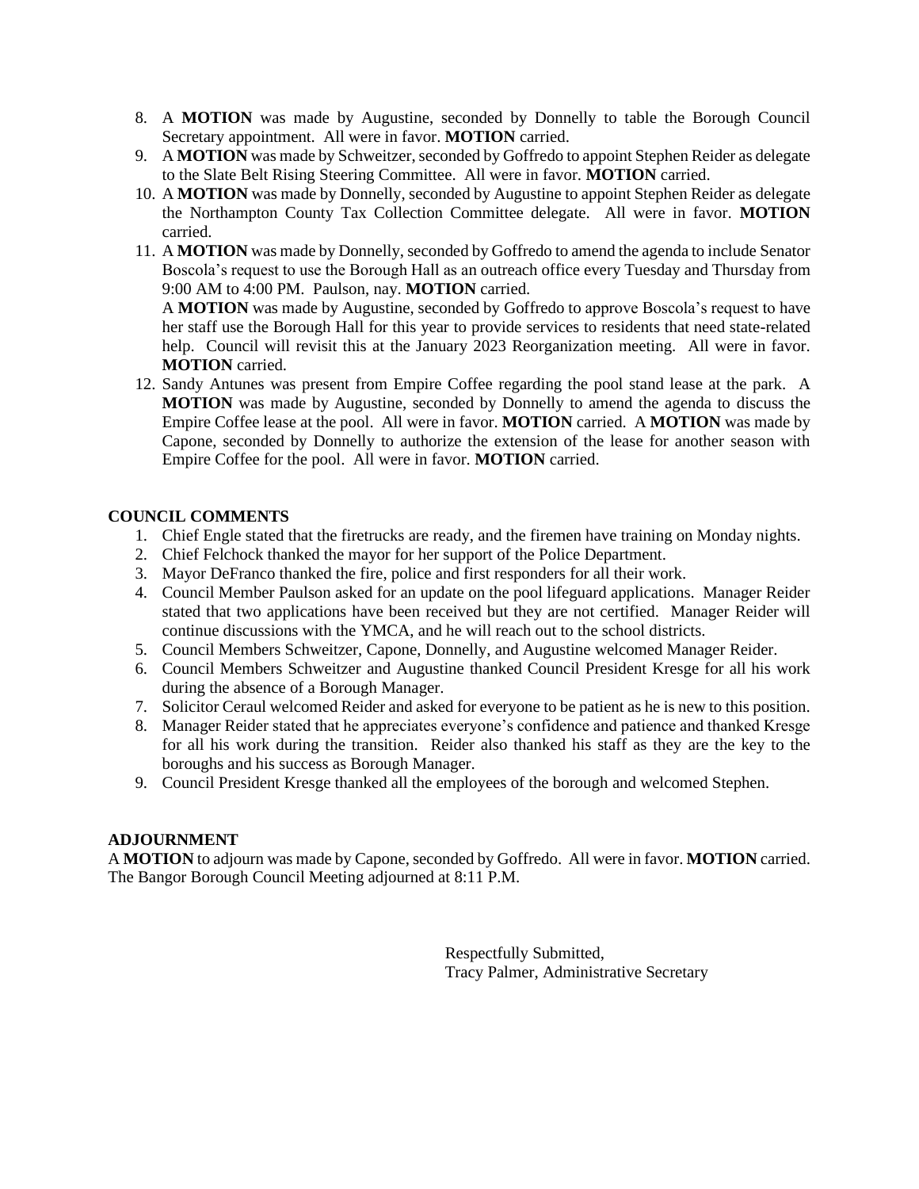8. A **MOTION** was made by Augustine, seconded by Donnelly to table the Borough Council Secretary appointment. All were in favor. **MOTION** carried.
9. A **MOTION** was made by Schweitzer, seconded by Goffredo to appoint Stephen Reider as delegate to the Slate Belt Rising Steering Committee. All were in favor. **MOTION** carried.
10. A **MOTION** was made by Donnelly, seconded by Augustine to appoint Stephen Reider as delegate the Northampton County Tax Collection Committee delegate. All were in favor. **MOTION** carried.
11. A **MOTION** was made by Donnelly, seconded by Goffredo to amend the agenda to include Senator Boscola's request to use the Borough Hall as an outreach office every Tuesday and Thursday from 9:00 AM to 4:00 PM. Paulson, nay. **MOTION** carried.
    A **MOTION** was made by Augustine, seconded by Goffredo to approve Boscola's request to have her staff use the Borough Hall for this year to provide services to residents that need state-related help. Council will revisit this at the January 2023 Reorganization meeting. All were in favor. **MOTION** carried.
12. Sandy Antunes was present from Empire Coffee regarding the pool stand lease at the park. A **MOTION** was made by Augustine, seconded by Donnelly to amend the agenda to discuss the Empire Coffee lease at the pool. All were in favor. **MOTION** carried. A **MOTION** was made by Capone, seconded by Donnelly to authorize the extension of the lease for another season with Empire Coffee for the pool. All were in favor. **MOTION** carried.

**COUNCIL COMMENTS**

1. Chief Engle stated that the firetrucks are ready, and the firemen have training on Monday nights.
2. Chief Felchock thanked the mayor for her support of the Police Department.
3. Mayor DeFranco thanked the fire, police and first responders for all their work.
4. Council Member Paulson asked for an update on the pool lifeguard applications. Manager Reider stated that two applications have been received but they are not certified. Manager Reider will continue discussions with the YMCA, and he will reach out to the school districts.
5. Council Members Schweitzer, Capone, Donnelly, and Augustine welcomed Manager Reider.
6. Council Members Schweitzer and Augustine thanked Council President Kresge for all his work during the absence of a Borough Manager.
7. Solicitor Ceraul welcomed Reider and asked for everyone to be patient as he is new to this position.
8. Manager Reider stated that he appreciates everyone's confidence and patience and thanked Kresge for all his work during the transition. Reider also thanked his staff as they are the key to the boroughs and his success as Borough Manager.
9. Council President Kresge thanked all the employees of the borough and welcomed Stephen.

**ADJOURNMENT**

A **MOTION** to adjourn was made by Capone, seconded by Goffredo. All were in favor. **MOTION** carried. The Bangor Borough Council Meeting adjourned at 8:11 P.M.

Respectfully Submitted,
Tracy Palmer, Administrative Secretary